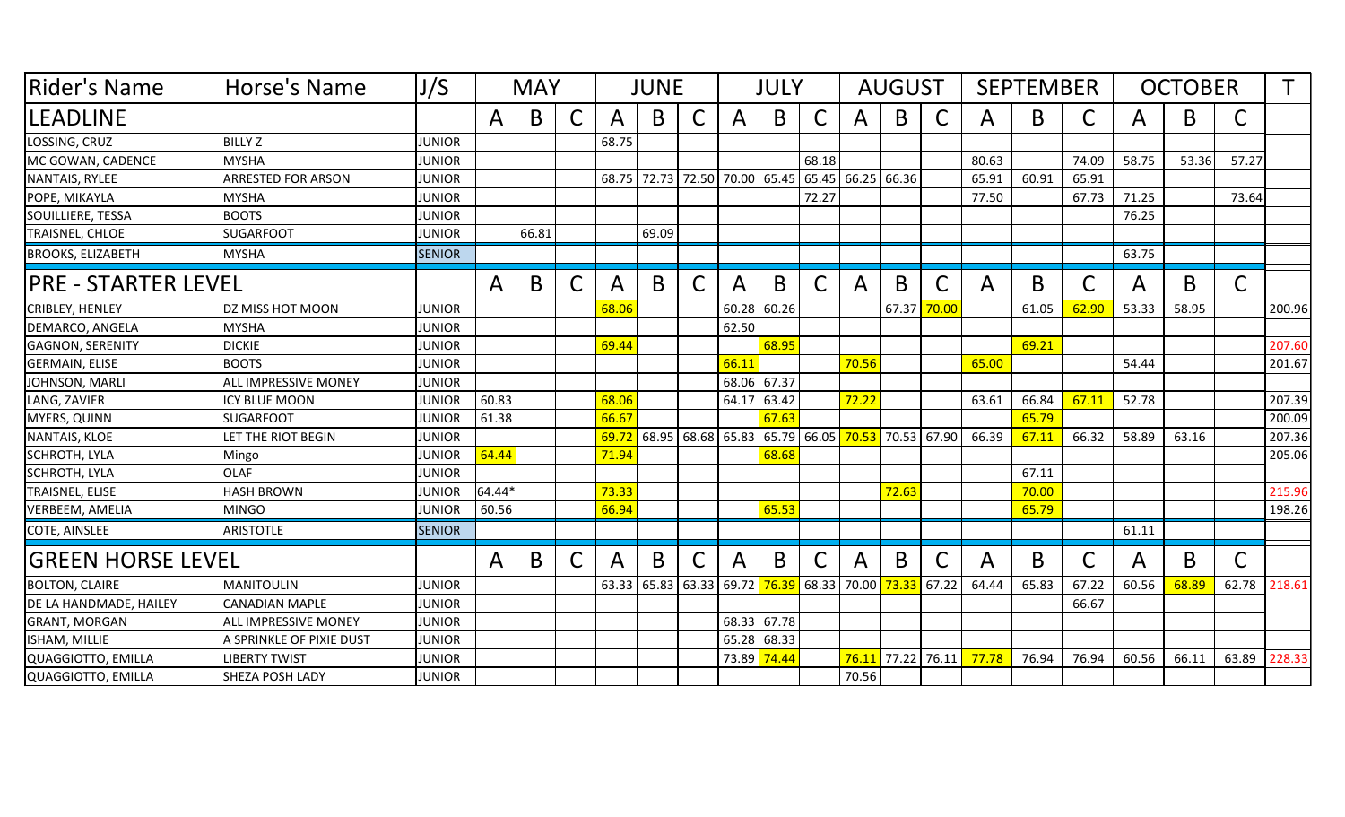| Rider's Name | Horse's Name | J/S | MAY | | | JUNE | | | JULY | | | AUGUST | | | SEPTEMBER | | | OCTOBER | | | T |
|---|---|---|---|---|---|---|---|---|---|---|---|---|---|---|---|---|---|---|---|---|---|
| **LEADLINE** | | | A | B | C | A | B | C | A | B | C | A | B | C | A | B | C | A | B | C | |
| LOSSING, CRUZ | BILLY Z | JUNIOR | | | | 68.75 | | | | | | | | | | | | | | | |
| MC GOWAN, CADENCE | MYSHA | JUNIOR | | | | | | | | | 68.18 | | | | 80.63 | | 74.09 | 58.75 | 53.36 | 57.27 | |
| NANTAIS, RYLEE | ARRESTED FOR ARSON | JUNIOR | | | | 68.75 | 72.73 | 72.50 | 70.00 | 65.45 | 65.45 | 66.25 | 66.36 | | 65.91 | 60.91 | 65.91 | | | | |
| POPE, MIKAYLA | MYSHA | JUNIOR | | | | | | | | | 72.27 | | | | 77.50 | | 67.73 | 71.25 | | 73.64 | |
| SOUILLIERE, TESSA | BOOTS | JUNIOR | | | | | | | | | | | | | | | | 76.25 | | | |
| TRAISNEL, CHLOE | SUGARFOOT | JUNIOR | | 66.81 | | | 69.09 | | | | | | | | | | | | | | |
| BROOKS, ELIZABETH | MYSHA | SENIOR | | | | | | | | | | | | | | | | 63.75 | | | |
| **PRE - STARTER LEVEL** | | | A | B | C | A | B | C | A | B | C | A | B | C | A | B | C | A | B | C | |
| CRIBLEY, HENLEY | DZ MISS HOT MOON | JUNIOR | | | | 68.06 | | | 60.28 | 60.26 | | | 67.37 | 70.00 | | 61.05 | 62.90 | 53.33 | 58.95 | | 200.96 |
| DEMARCO, ANGELA | MYSHA | JUNIOR | | | | | | | 62.50 | | | | | | | | | | | | |
| GAGNON, SERENITY | DICKIE | JUNIOR | | | | 69.44 | | | | 68.95 | | | | | | 69.21 | | | | | 207.60 |
| GERMAIN, ELISE | BOOTS | JUNIOR | | | | | | | 66.11 | | | 70.56 | | | 65.00 | | | 54.44 | | | 201.67 |
| JOHNSON, MARLI | ALL IMPRESSIVE MONEY | JUNIOR | | | | | | | 68.06 | 67.37 | | | | | | | | | | | |
| LANG, ZAVIER | ICY BLUE MOON | JUNIOR | 60.83 | | | 68.06 | | | 64.17 | 63.42 | | 72.22 | | | 63.61 | 66.84 | 67.11 | 52.78 | | | 207.39 |
| MYERS, QUINN | SUGARFOOT | JUNIOR | 61.38 | | | 66.67 | | | | 67.63 | | | | | | 65.79 | | | | | 200.09 |
| NANTAIS, KLOE | LET THE RIOT BEGIN | JUNIOR | | | | 69.72 | 68.95 | 68.68 | 65.83 | 65.79 | 66.05 | 70.53 | 70.53 | 67.90 | 66.39 | 67.11 | 66.32 | 58.89 | 63.16 | | 207.36 |
| SCHROTH, LYLA | Mingo | JUNIOR | 64.44 | | | 71.94 | | | | 68.68 | | | | | | | | | | | 205.06 |
| SCHROTH, LYLA | OLAF | JUNIOR | | | | | | | | | | | | | | 67.11 | | | | | |
| TRAISNEL, ELISE | HASH BROWN | JUNIOR | 64.44* | | | 73.33 | | | | | | | 72.63 | | | 70.00 | | | | | 215.96 |
| VERBEEM, AMELIA | MINGO | JUNIOR | 60.56 | | | 66.94 | | | | 65.53 | | | | | | 65.79 | | | | | 198.26 |
| COTE, AINSLEE | ARISTOTLE | SENIOR | | | | | | | | | | | | | | | | 61.11 | | | |
| **GREEN HORSE LEVEL** | | | A | B | C | A | B | C | A | B | C | A | B | C | A | B | C | A | B | C | |
| BOLTON, CLAIRE | MANITOULIN | JUNIOR | | | | 63.33 | 65.83 | 63.33 | 69.72 | 76.39 | 68.33 | 70.00 | 73.33 | 67.22 | 64.44 | 65.83 | 67.22 | 60.56 | 68.89 | 62.78 | 218.61 |
| DE LA HANDMADE, HAILEY | CANADIAN MAPLE | JUNIOR | | | | | | | | | | | | | | | 66.67 | | | | |
| GRANT, MORGAN | ALL IMPRESSIVE MONEY | JUNIOR | | | | | | | 68.33 | 67.78 | | | | | | | | | | | |
| ISHAM, MILLIE | A SPRINKLE OF PIXIE DUST | JUNIOR | | | | | | | 65.28 | 68.33 | | | | | | | | | | | |
| QUAGGIOTTO, EMILLA | LIBERTY TWIST | JUNIOR | | | | | | | 73.89 | 74.44 | | 76.11 | 77.22 | 76.11 | 77.78 | 76.94 | 76.94 | 60.56 | 66.11 | 63.89 | 228.33 |
| QUAGGIOTTO, EMILLA | SHEZA POSH LADY | JUNIOR | | | | | | | | | | 70.56 | | | | | | | | | |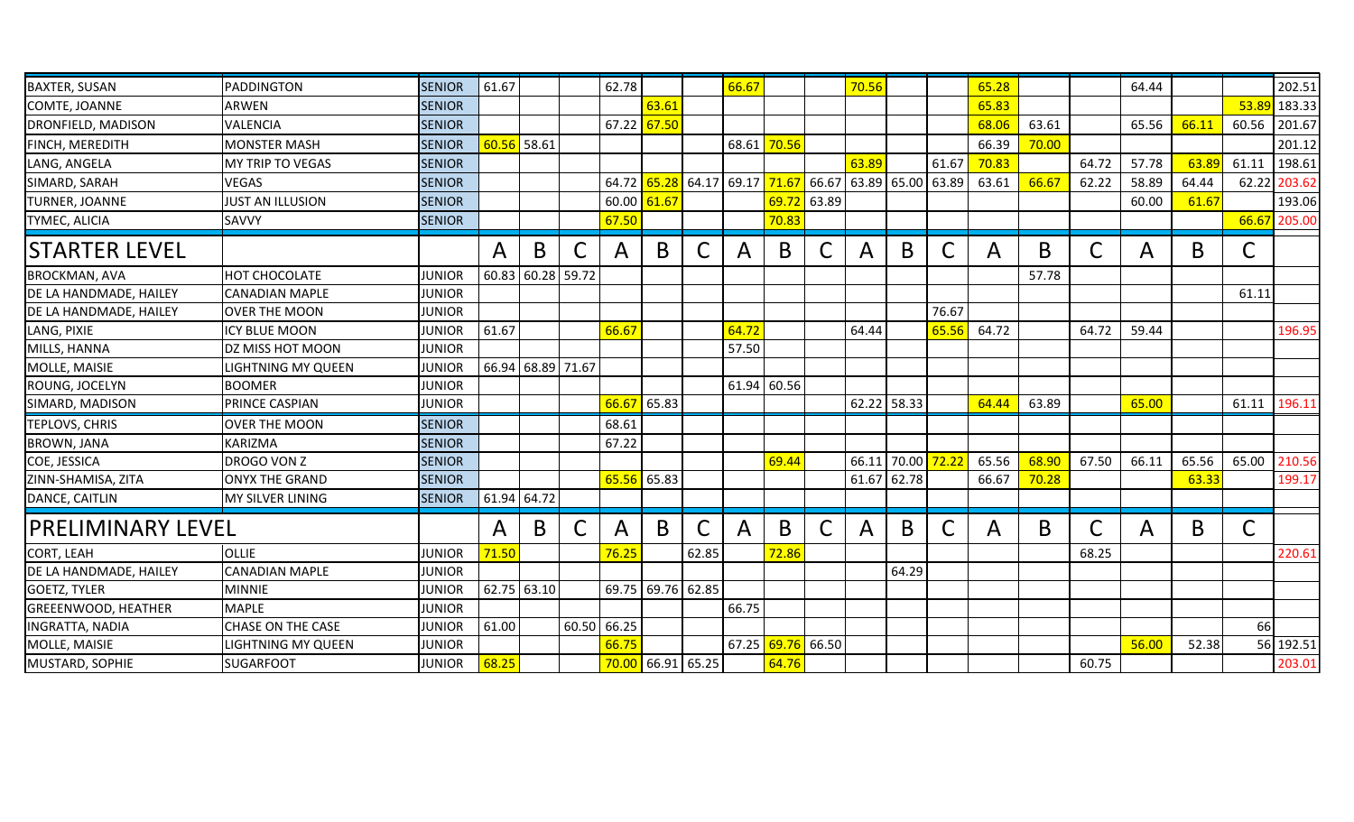| | | | | | | | | | | | | | | | | | | | | | |
|---|---|---|---|---|---|---|---|---|---|---|---|---|---|---|---|---|---|---|---|---|---|
| BAXTER, SUSAN | PADDINGTON | SENIOR | 61.67 | | | 62.78 | | | 66.67 | | | 70.56 | | | 65.28 | | | 64.44 | | | 202.51 |
| COMTE, JOANNE | ARWEN | SENIOR | | | | | 63.61 | | | | | | | | 65.83 | | | | | 53.89 | 183.33 |
| DRONFIELD, MADISON | VALENCIA | SENIOR | | | | 67.22 | 67.50 | | | | | | | | 68.06 | 63.61 | | 65.56 | 66.11 | 60.56 | 201.67 |
| FINCH, MEREDITH | MONSTER MASH | SENIOR | 60.56 | 58.61 | | | | | 68.61 | 70.56 | | | | | 66.39 | 70.00 | | | | | 201.12 |
| LANG, ANGELA | MY TRIP TO VEGAS | SENIOR | | | | | | | | | | 63.89 | | 61.67 | 70.83 | | 64.72 | 57.78 | 63.89 | 61.11 | 198.61 |
| SIMARD, SARAH | VEGAS | SENIOR | | | | 64.72 | 65.28 | 64.17 | 69.17 | 71.67 | 66.67 | 63.89 | 65.00 | 63.89 | 63.61 | 66.67 | 62.22 | 58.89 | 64.44 | 62.22 | 203.62 |
| TURNER, JOANNE | JUST AN ILLUSION | SENIOR | | | | 60.00 | 61.67 | | | 69.72 | 63.89 | | | | | | | 60.00 | 61.67 | | 193.06 |
| TYMEC, ALICIA | SAVVY | SENIOR | | | | 67.50 | | | | 70.83 | | | | | | | | | | 66.67 | 205.00 |
| **STARTER LEVEL** | | | A | B | C | A | B | C | A | B | C | A | B | C | A | B | C | A | B | C | |
| BROCKMAN, AVA | HOT CHOCOLATE | JUNIOR | 60.83 | 60.28 | 59.72 | | | | | | | | | | | 57.78 | | | | | |
| DE LA HANDMADE, HAILEY | CANADIAN MAPLE | JUNIOR | | | | | | | | | | | | | | | | | | 61.11 | |
| DE LA HANDMADE, HAILEY | OVER THE MOON | JUNIOR | | | | | | | | | | | | 76.67 | | | | | | | |
| LANG, PIXIE | ICY BLUE MOON | JUNIOR | 61.67 | | | 66.67 | | | 64.72 | | | 64.44 | | 65.56 | 64.72 | | 64.72 | 59.44 | | | 196.95 |
| MILLS, HANNA | DZ MISS HOT MOON | JUNIOR | | | | | | | 57.50 | | | | | | | | | | | | |
| MOLLE, MAISIE | LIGHTNING MY QUEEN | JUNIOR | 66.94 | 68.89 | 71.67 | | | | | | | | | | | | | | | | |
| ROUNG, JOCELYN | BOOMER | JUNIOR | | | | | | | 61.94 | 60.56 | | | | | | | | | | | |
| SIMARD, MADISON | PRINCE CASPIAN | JUNIOR | | | | 66.67 | 65.83 | | | | | 62.22 | 58.33 | | 64.44 | 63.89 | | 65.00 | | 61.11 | 196.11 |
| TEPLOVS, CHRIS | OVER THE MOON | SENIOR | | | | 68.61 | | | | | | | | | | | | | | | |
| BROWN, JANA | KARIZMA | SENIOR | | | | 67.22 | | | | | | | | | | | | | | | |
| COE, JESSICA | DROGO VON Z | SENIOR | | | | | | | | 69.44 | | 66.11 | 70.00 | 72.22 | 65.56 | 68.90 | 67.50 | 66.11 | 65.56 | 65.00 | 210.56 |
| ZINN-SHAMISA, ZITA | ONYX THE GRAND | SENIOR | | | | 65.56 | 65.83 | | | | | 61.67 | 62.78 | | 66.67 | 70.28 | | | 63.33 | | 199.17 |
| DANCE, CAITLIN | MY SILVER LINING | SENIOR | 61.94 | 64.72 | | | | | | | | | | | | | | | | | |
| **PRELIMINARY LEVEL** | | | A | B | C | A | B | C | A | B | C | A | B | C | A | B | C | A | B | C | |
| CORT, LEAH | OLLIE | JUNIOR | 71.50 | | | 76.25 | | 62.85 | | 72.86 | | | | | | | 68.25 | | | | 220.61 |
| DE LA HANDMADE, HAILEY | CANADIAN MAPLE | JUNIOR | | | | | | | | | | | 64.29 | | | | | | | | |
| GOETZ, TYLER | MINNIE | JUNIOR | 62.75 | 63.10 | | 69.75 | 69.76 | 62.85 | | | | | | | | | | | | | |
| GREEENWOOD, HEATHER | MAPLE | JUNIOR | | | | | | | 66.75 | | | | | | | | | | | | |
| INGRATTA, NADIA | CHASE ON THE CASE | JUNIOR | 61.00 | | 60.50 | 66.25 | | | | | | | | | | | | | | 66 | |
| MOLLE, MAISIE | LIGHTNING MY QUEEN | JUNIOR | | | | 66.75 | | | 67.25 | 69.76 | 66.50 | | | | | | | 56.00 | 52.38 | 56 | 192.51 |
| MUSTARD, SOPHIE | SUGARFOOT | JUNIOR | 68.25 | | | 70.00 | 66.91 | 65.25 | | 64.76 | | | | | | | 60.75 | | | | 203.01 |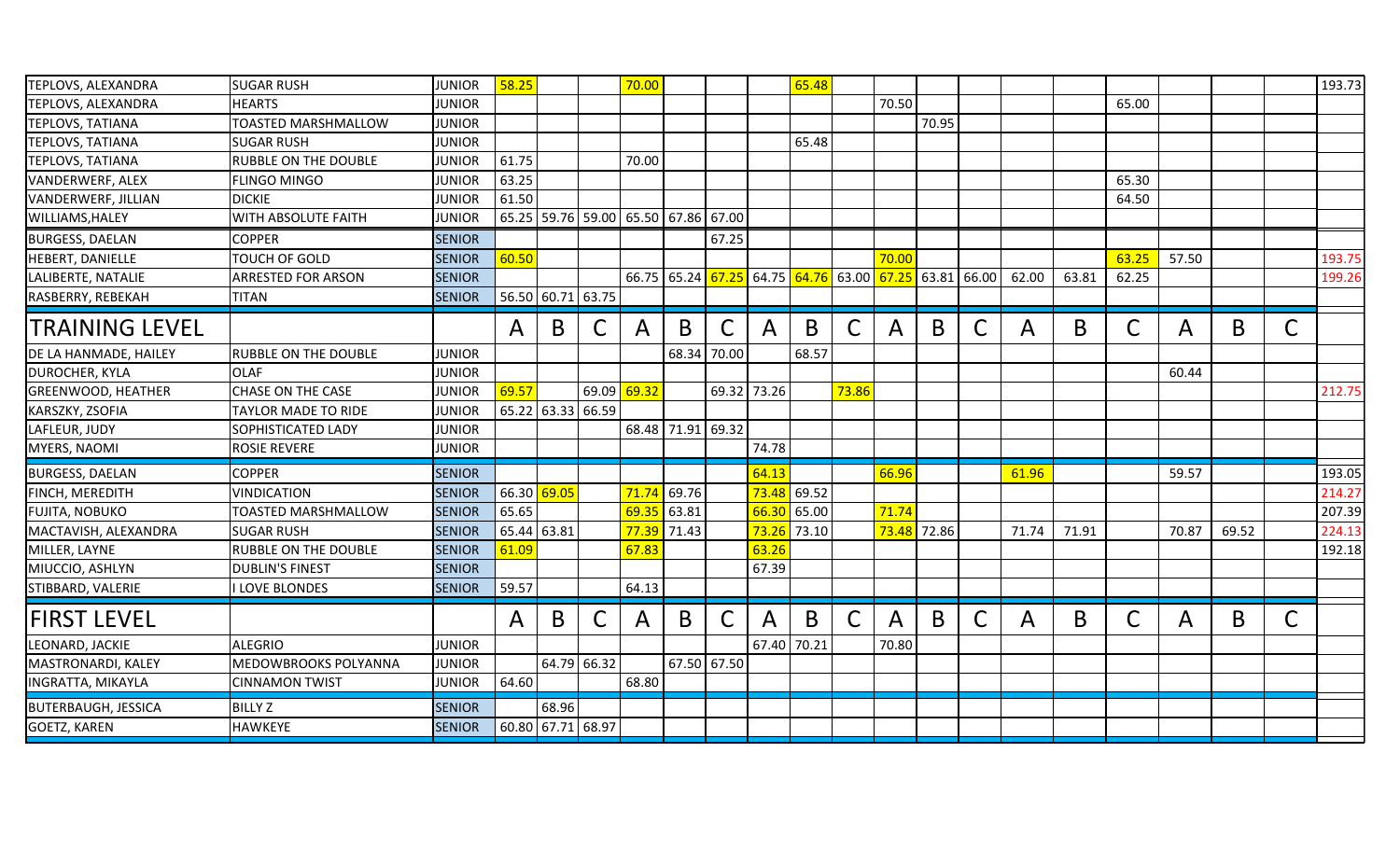| | | | | | | | | | | | | | | | | | | | | | |
|---|---|---|---|---|---|---|---|---|---|---|---|---|---|---|---|---|---|---|---|---|---|
| TEPLOVS, ALEXANDRA | SUGAR RUSH | JUNIOR | 58.25 | | | 70.00 | | | | 65.48 | | | | | | | | | | | 193.73 |
| TEPLOVS, ALEXANDRA | HEARTS | JUNIOR | | | | | | | | | | 70.50 | | | | | 65.00 | | | | |
| TEPLOVS, TATIANA | TOASTED MARSHMALLOW | JUNIOR | | | | | | | | | | | 70.95 | | | | | | | | |
| TEPLOVS, TATIANA | SUGAR RUSH | JUNIOR | | | | | | | | 65.48 | | | | | | | | | | | |
| TEPLOVS, TATIANA | RUBBLE ON THE DOUBLE | JUNIOR | 61.75 | | | 70.00 | | | | | | | | | | | | | | | |
| VANDERWERF, ALEX | FLINGO MINGO | JUNIOR | 63.25 | | | | | | | | | | | | | | 65.30 | | | | |
| VANDERWERF, JILLIAN | DICKIE | JUNIOR | 61.50 | | | | | | | | | | | | | | 64.50 | | | | |
| WILLIAMS,HALEY | WITH ABSOLUTE FAITH | JUNIOR | 65.25 | 59.76 | 59.00 | 65.50 | 67.86 | 67.00 | | | | | | | | | | | | | |
| BURGESS, DAELAN | COPPER | SENIOR | | | | | | 67.25 | | | | | | | | | | | | | |
| HEBERT, DANIELLE | TOUCH OF GOLD | SENIOR | 60.50 | | | | | | | | | 70.00 | | | | | 63.25 | 57.50 | | | 193.75 |
| LALIBERTE, NATALIE | ARRESTED FOR ARSON | SENIOR | | | | 66.75 | 65.24 | 67.25 | 64.75 | 64.76 | 63.00 | 67.25 | 63.81 | 66.00 | 62.00 | 63.81 | 62.25 | | | | 199.26 |
| RASBERRY, REBEKAH | TITAN | SENIOR | 56.50 | 60.71 | 63.75 | | | | | | | | | | | | | | | | |
| **TRAINING LEVEL** | | | A | B | C | A | B | C | A | B | C | A | B | C | A | B | C | A | B | C | |
| DE LA HANMADE, HAILEY | RUBBLE ON THE DOUBLE | JUNIOR | | | | | 68.34 | 70.00 | | 68.57 | | | | | | | | | | | |
| DUROCHER, KYLA | OLAF | JUNIOR | | | | | | | | | | | | | | | | 60.44 | | | |
| GREENWOOD, HEATHER | CHASE ON THE CASE | JUNIOR | 69.57 | | 69.09 | 69.32 | | 69.32 | 73.26 | | 73.86 | | | | | | | | | | 212.75 |
| KARSZKY, ZSOFIA | TAYLOR MADE TO RIDE | JUNIOR | 65.22 | 63.33 | 66.59 | | | | | | | | | | | | | | | | |
| LAFLEUR, JUDY | SOPHISTICATED LADY | JUNIOR | | | | 68.48 | 71.91 | 69.32 | | | | | | | | | | | | | |
| MYERS, NAOMI | ROSIE REVERE | JUNIOR | | | | | | | 74.78 | | | | | | | | | | | | |
| BURGESS, DAELAN | COPPER | SENIOR | | | | | | | 64.13 | | | 66.96 | | | 61.96 | | | 59.57 | | | 193.05 |
| FINCH, MEREDITH | VINDICATION | SENIOR | 66.30 | 69.05 | | 71.74 | 69.76 | | 73.48 | 69.52 | | | | | | | | | | | 214.27 |
| FUJITA, NOBUKO | TOASTED MARSHMALLOW | SENIOR | 65.65 | | | 69.35 | 63.81 | | 66.30 | 65.00 | | 71.74 | | | | | | | | | 207.39 |
| MACTAVISH, ALEXANDRA | SUGAR RUSH | SENIOR | 65.44 | 63.81 | | 77.39 | 71.43 | | 73.26 | 73.10 | | 73.48 | 72.86 | | 71.74 | 71.91 | | 70.87 | 69.52 | | 224.13 |
| MILLER, LAYNE | RUBBLE ON THE DOUBLE | SENIOR | 61.09 | | | 67.83 | | | 63.26 | | | | | | | | | | | | 192.18 |
| MIUCCIO, ASHLYN | DUBLIN'S FINEST | SENIOR | | | | | | | 67.39 | | | | | | | | | | | | |
| STIBBARD, VALERIE | I LOVE BLONDES | SENIOR | 59.57 | | | 64.13 | | | | | | | | | | | | | | | |
| **FIRST LEVEL** | | | A | B | C | A | B | C | A | B | C | A | B | C | A | B | C | A | B | C | |
| LEONARD, JACKIE | ALEGRIO | JUNIOR | | | | | | | 67.40 | 70.21 | | 70.80 | | | | | | | | | |
| MASTRONARDI, KALEY | MEDOWBROOKS POLYANNA | JUNIOR | | 64.79 | 66.32 | | 67.50 | 67.50 | | | | | | | | | | | | | |
| INGRATTA, MIKAYLA | CINNAMON TWIST | JUNIOR | 64.60 | | | 68.80 | | | | | | | | | | | | | | | |
| BUTERBAUGH, JESSICA | BILLY Z | SENIOR | | 68.96 | | | | | | | | | | | | | | | | | |
| GOETZ, KAREN | HAWKEYE | SENIOR | 60.80 | 67.71 | 68.97 | | | | | | | | | | | | | | | | |